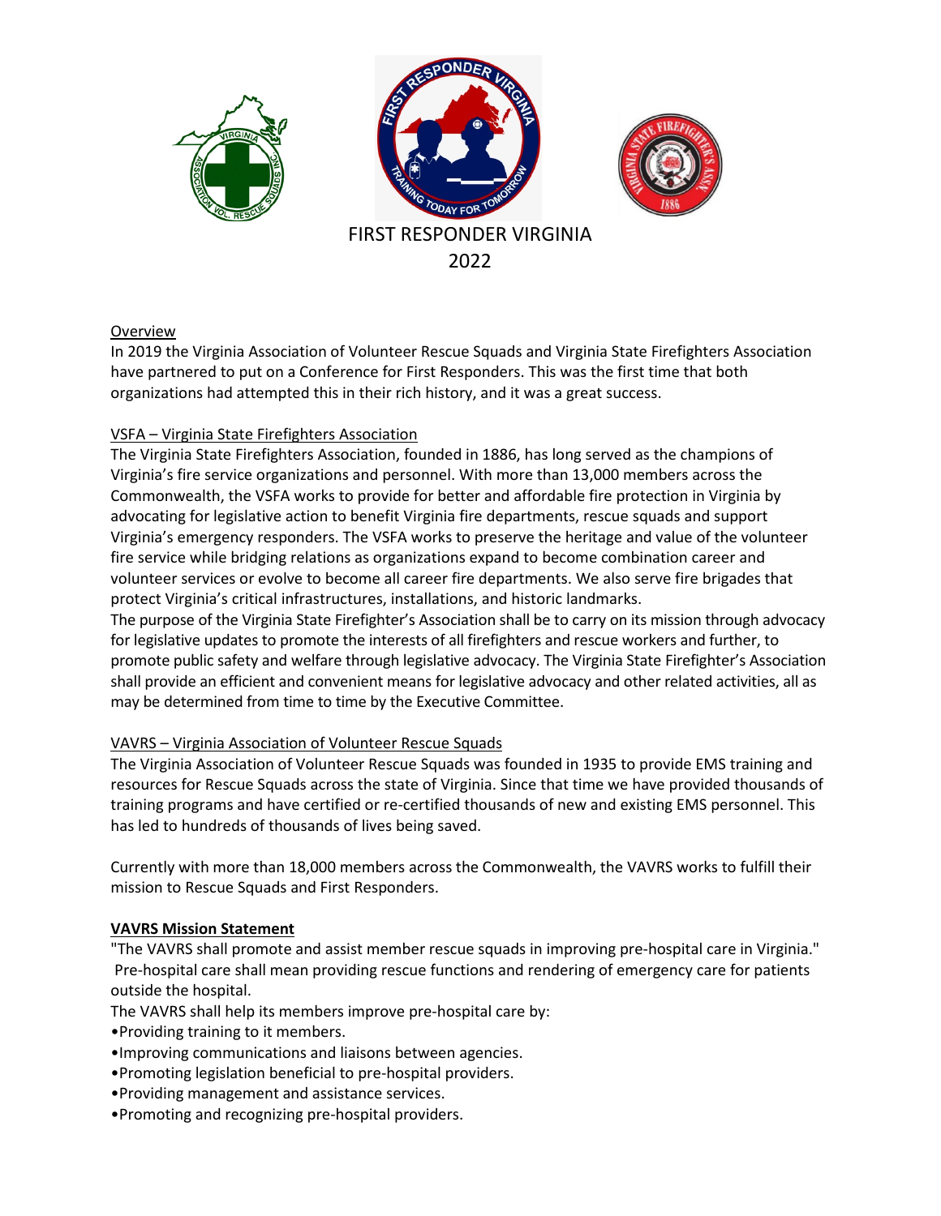# FIRST RESPONDER VIRGINIA
# 2022

## Overview

In 2019 the Virginia Association of Volunteer Rescue Squads and Virginia State Firefighters Association have partnered to put on a Conference for First Responders. This was the first time that both organizations had attempted this in their rich history, and it was a great success.

## VSFA – Virginia State Firefighters Association

The Virginia State Firefighters Association, founded in 1886, has long served as the champions of Virginia's fire service organizations and personnel. With more than 13,000 members across the Commonwealth, the VSFA works to provide for better and affordable fire protection in Virginia by advocating for legislative action to benefit Virginia fire departments, rescue squads and support Virginia's emergency responders. The VSFA works to preserve the heritage and value of the volunteer fire service while bridging relations as organizations expand to become combination career and volunteer services or evolve to become all career fire departments. We also serve fire brigades that protect Virginia's critical infrastructures, installations, and historic landmarks.

The purpose of the Virginia State Firefighter's Association shall be to carry on its mission through advocacy for legislative updates to promote the interests of all firefighters and rescue workers and further, to promote public safety and welfare through legislative advocacy. The Virginia State Firefighter's Association shall provide an efficient and convenient means for legislative advocacy and other related activities, all as may be determined from time to time by the Executive Committee.

## VAVRS – Virginia Association of Volunteer Rescue Squads

The Virginia Association of Volunteer Rescue Squads was founded in 1935 to provide EMS training and resources for Rescue Squads across the state of Virginia. Since that time we have provided thousands of training programs and have certified or re-certified thousands of new and existing EMS personnel. This has led to hundreds of thousands of lives being saved.

Currently with more than 18,000 members across the Commonwealth, the VAVRS works to fulfill their mission to Rescue Squads and First Responders.

### **VAVRS Mission Statement**

"The VAVRS shall promote and assist member rescue squads in improving pre-hospital care in Virginia." Pre-hospital care shall mean providing rescue functions and rendering of emergency care for patients outside the hospital.

The VAVRS shall help its members improve pre-hospital care by:

- Providing training to it members.
- Improving communications and liaisons between agencies.
- Promoting legislation beneficial to pre-hospital providers.
- Providing management and assistance services.
- Promoting and recognizing pre-hospital providers.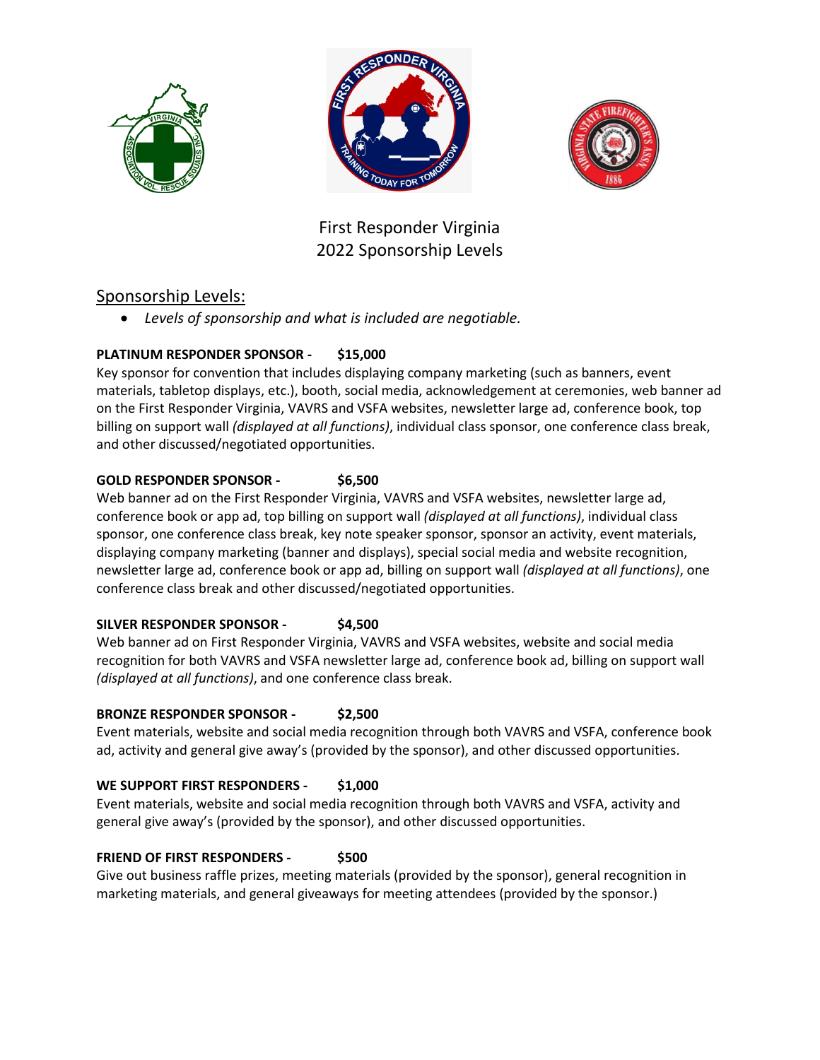# First Responder Virginia
# 2022 Sponsorship Levels

## Sponsorship Levels:

- *Levels of sponsorship and what is included are negotiable.*

**PLATINUM RESPONDER SPONSOR - $15,000**

Key sponsor for convention that includes displaying company marketing (such as banners, event materials, tabletop displays, etc.), booth, social media, acknowledgement at ceremonies, web banner ad on the First Responder Virginia, VAVRS and VSFA websites, newsletter large ad, conference book, top billing on support wall *(displayed at all functions)*, individual class sponsor, one conference class break, and other discussed/negotiated opportunities.

**GOLD RESPONDER SPONSOR - $6,500**

Web banner ad on the First Responder Virginia, VAVRS and VSFA websites, newsletter large ad, conference book or app ad, top billing on support wall *(displayed at all functions)*, individual class sponsor, one conference class break, key note speaker sponsor, sponsor an activity, event materials, displaying company marketing (banner and displays), special social media and website recognition, newsletter large ad, conference book or app ad, billing on support wall *(displayed at all functions)*, one conference class break and other discussed/negotiated opportunities.

**SILVER RESPONDER SPONSOR - $4,500**

Web banner ad on First Responder Virginia, VAVRS and VSFA websites, website and social media recognition for both VAVRS and VSFA newsletter large ad, conference book ad, billing on support wall *(displayed at all functions)*, and one conference class break.

**BRONZE RESPONDER SPONSOR - $2,500**

Event materials, website and social media recognition through both VAVRS and VSFA, conference book ad, activity and general give away's (provided by the sponsor), and other discussed opportunities.

**WE SUPPORT FIRST RESPONDERS - $1,000**

Event materials, website and social media recognition through both VAVRS and VSFA, activity and general give away's (provided by the sponsor), and other discussed opportunities.

**FRIEND OF FIRST RESPONDERS - $500**

Give out business raffle prizes, meeting materials (provided by the sponsor), general recognition in marketing materials, and general giveaways for meeting attendees (provided by the sponsor.)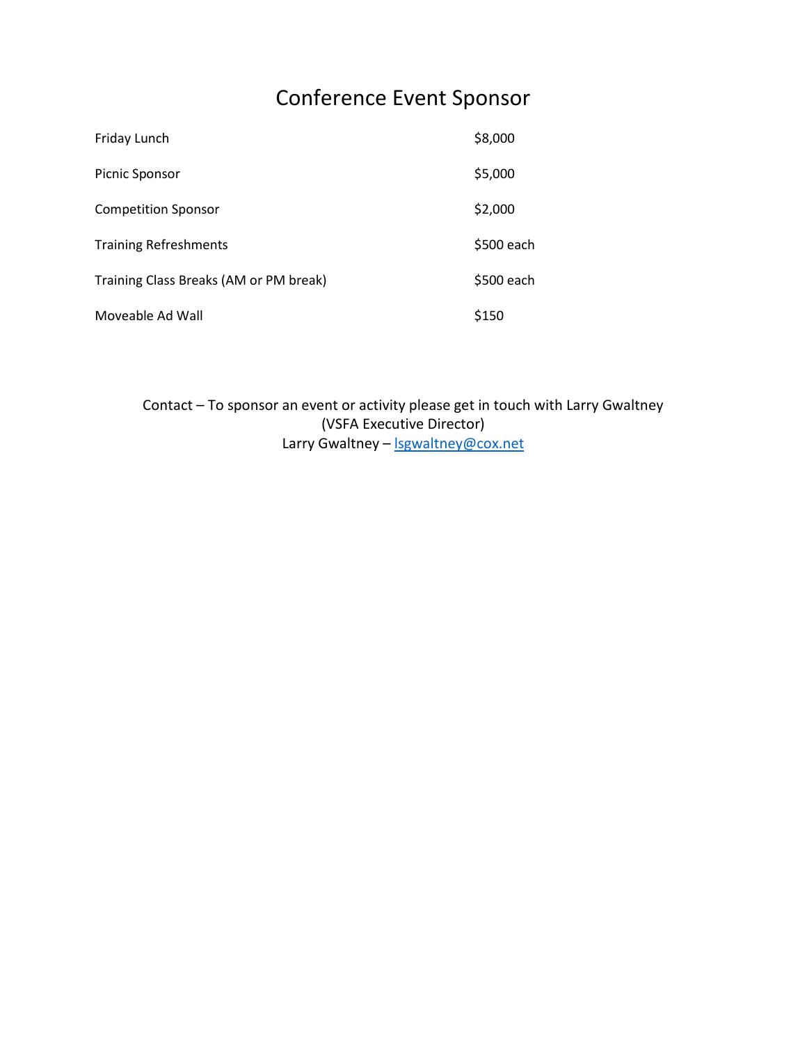# Conference Event Sponsor

| | |
|---|---|
| Friday Lunch | $8,000 |
| Picnic Sponsor | $5,000 |
| Competition Sponsor | $2,000 |
| Training Refreshments | $500 each |
| Training Class Breaks (AM or PM break) | $500 each |
| Moveable Ad Wall | $150 |

Contact – To sponsor an event or activity please get in touch with Larry Gwaltney (VSFA Executive Director)
Larry Gwaltney – lsgwaltney@cox.net